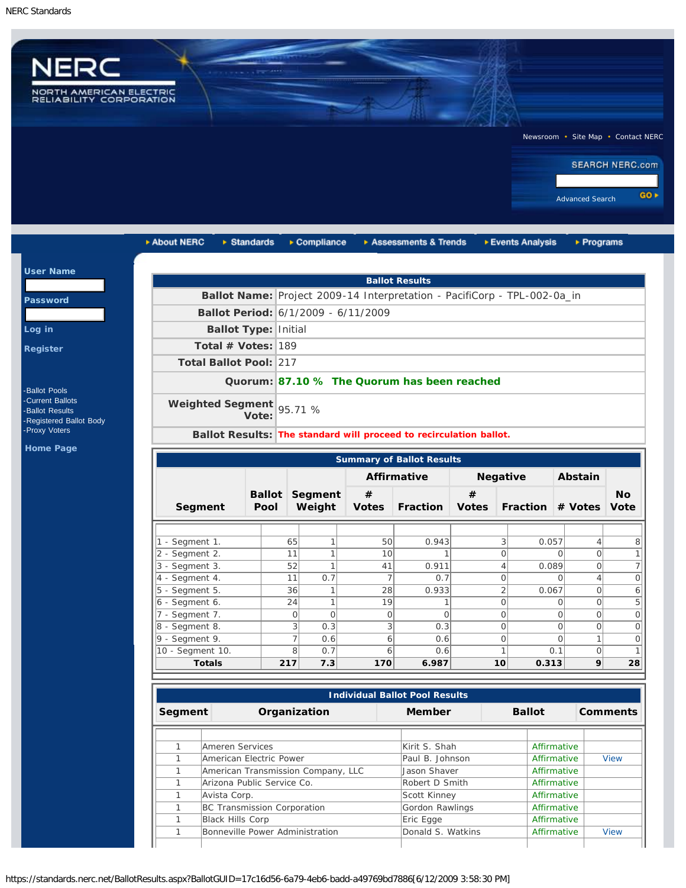NERC Standards

NERC
NORTH AMERICAN ELECTRIC RELIABILITY CORPORATION

Newsroom • Site Map • Contact NERC

SEARCH NERC.com

Advanced Search GO

About NERC | Standards | Compliance | Assessments & Trends | Events Analysis | Programs

**User Name**

**Password**

**Log in**

**Register**

- -Ballot Pools
- -Current Ballots
- -Ballot Results
- -Registered Ballot Body
- -Proxy Voters

**Home Page**

## Ballot Results

| | |
|---|---|
| **Ballot Name:** | Project 2009-14 Interpretation - PacifiCorp - TPL-002-0a_in |
| **Ballot Period:** | 6/1/2009 - 6/11/2009 |
| **Ballot Type:** | Initial |
| **Total # Votes:** | 189 |
| **Total Ballot Pool:** | 217 |
| **Quorum:** | **87.10 % The Quorum has been reached** |
| **Weighted Segment Vote:** | 95.71 % |
| **Ballot Results:** | **The standard will proceed to recirculation ballot.** |

## Summary of Ballot Results

| Segment | Ballot Pool | Segment Weight | Affirmative # Votes | Affirmative Fraction | Negative # Votes | Negative Fraction | Abstain # Votes | No Vote |
|---|---|---|---|---|---|---|---|---|
| 1 - Segment 1. | 65 | 1 | 50 | 0.943 | 3 | 0.057 | 4 | 8 |
| 2 - Segment 2. | 11 | 1 | 10 | 1 | 0 | 0 | 0 | 1 |
| 3 - Segment 3. | 52 | 1 | 41 | 0.911 | 4 | 0.089 | 0 | 7 |
| 4 - Segment 4. | 11 | 0.7 | 7 | 0.7 | 0 | 0 | 4 | 0 |
| 5 - Segment 5. | 36 | 1 | 28 | 0.933 | 2 | 0.067 | 0 | 6 |
| 6 - Segment 6. | 24 | 1 | 19 | 1 | 0 | 0 | 0 | 5 |
| 7 - Segment 7. | 0 | 0 | 0 | 0 | 0 | 0 | 0 | 0 |
| 8 - Segment 8. | 3 | 0.3 | 3 | 0.3 | 0 | 0 | 0 | 0 |
| 9 - Segment 9. | 7 | 0.6 | 6 | 0.6 | 0 | 0 | 1 | 0 |
| 10 - Segment 10. | 8 | 0.7 | 6 | 0.6 | 1 | 0.1 | 0 | 1 |
| **Totals** | **217** | **7.3** | **170** | **6.987** | **10** | **0.313** | **9** | **28** |

## Individual Ballot Pool Results

| Segment | Organization | Member | Ballot | Comments |
|---|---|---|---|---|
| 1 | Ameren Services | Kirit S. Shah | Affirmative | |
| 1 | American Electric Power | Paul B. Johnson | Affirmative | View |
| 1 | American Transmission Company, LLC | Jason Shaver | Affirmative | |
| 1 | Arizona Public Service Co. | Robert D Smith | Affirmative | |
| 1 | Avista Corp. | Scott Kinney | Affirmative | |
| 1 | BC Transmission Corporation | Gordon Rawlings | Affirmative | |
| 1 | Black Hills Corp | Eric Egge | Affirmative | |
| 1 | Bonneville Power Administration | Donald S. Watkins | Affirmative | View |

https://standards.nerc.net/BallotResults.aspx?BallotGUID=17c16d56-6a79-4eb6-badd-a49769bd7886[6/12/2009 3:58:30 PM]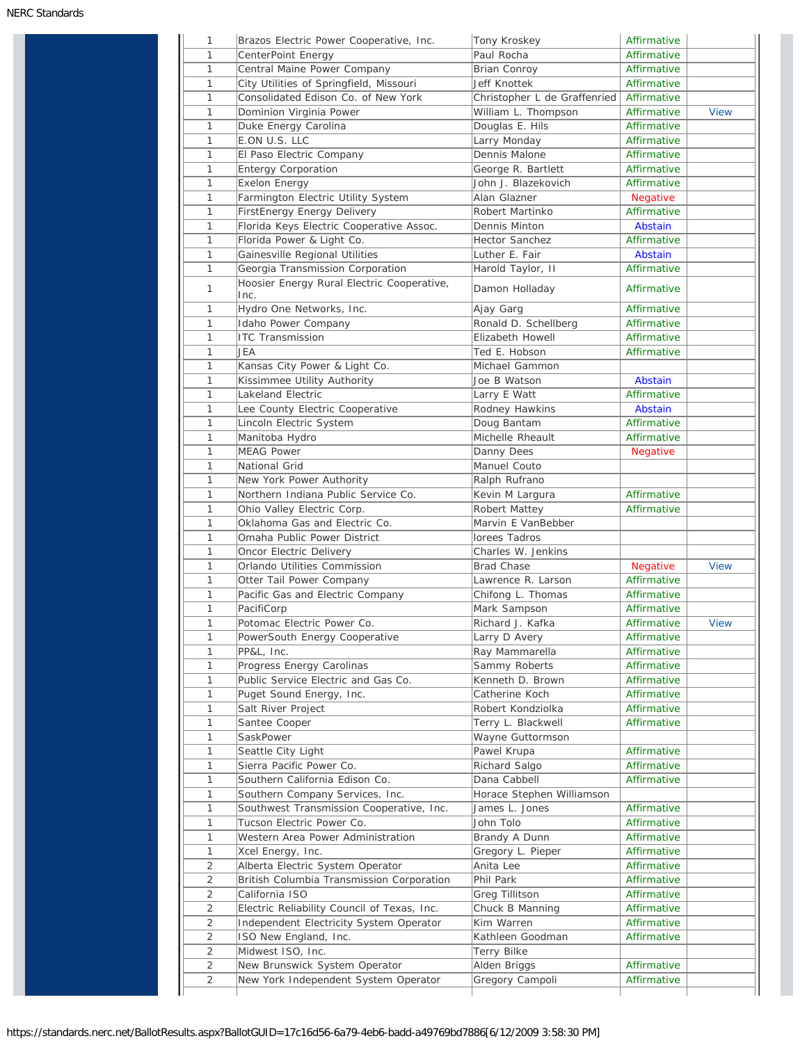| | | | | |
|---|---|---|---|---|
| 1 | Brazos Electric Power Cooperative, Inc. | Tony Kroskey | Affirmative | |
| 1 | CenterPoint Energy | Paul Rocha | Affirmative | |
| 1 | Central Maine Power Company | Brian Conroy | Affirmative | |
| 1 | City Utilities of Springfield, Missouri | Jeff Knottek | Affirmative | |
| 1 | Consolidated Edison Co. of New York | Christopher L de Graffenried | Affirmative | |
| 1 | Dominion Virginia Power | William L. Thompson | Affirmative | View |
| 1 | Duke Energy Carolina | Douglas E. Hils | Affirmative | |
| 1 | E.ON U.S. LLC | Larry Monday | Affirmative | |
| 1 | El Paso Electric Company | Dennis Malone | Affirmative | |
| 1 | Entergy Corporation | George R. Bartlett | Affirmative | |
| 1 | Exelon Energy | John J. Blazekovich | Affirmative | |
| 1 | Farmington Electric Utility System | Alan Glazner | Negative | |
| 1 | FirstEnergy Energy Delivery | Robert Martinko | Affirmative | |
| 1 | Florida Keys Electric Cooperative Assoc. | Dennis Minton | Abstain | |
| 1 | Florida Power & Light Co. | Hector Sanchez | Affirmative | |
| 1 | Gainesville Regional Utilities | Luther E. Fair | Abstain | |
| 1 | Georgia Transmission Corporation | Harold Taylor, II | Affirmative | |
| 1 | Hoosier Energy Rural Electric Cooperative, Inc. | Damon Holladay | Affirmative | |
| 1 | Hydro One Networks, Inc. | Ajay Garg | Affirmative | |
| 1 | Idaho Power Company | Ronald D. Schellberg | Affirmative | |
| 1 | ITC Transmission | Elizabeth Howell | Affirmative | |
| 1 | JEA | Ted E. Hobson | Affirmative | |
| 1 | Kansas City Power & Light Co. | Michael Gammon | | |
| 1 | Kissimmee Utility Authority | Joe B Watson | Abstain | |
| 1 | Lakeland Electric | Larry E Watt | Affirmative | |
| 1 | Lee County Electric Cooperative | Rodney Hawkins | Abstain | |
| 1 | Lincoln Electric System | Doug Bantam | Affirmative | |
| 1 | Manitoba Hydro | Michelle Rheault | Affirmative | |
| 1 | MEAG Power | Danny Dees | Negative | |
| 1 | National Grid | Manuel Couto | | |
| 1 | New York Power Authority | Ralph Rufrano | | |
| 1 | Northern Indiana Public Service Co. | Kevin M Largura | Affirmative | |
| 1 | Ohio Valley Electric Corp. | Robert Mattey | Affirmative | |
| 1 | Oklahoma Gas and Electric Co. | Marvin E VanBebber | | |
| 1 | Omaha Public Power District | lorees Tadros | | |
| 1 | Oncor Electric Delivery | Charles W. Jenkins | | |
| 1 | Orlando Utilities Commission | Brad Chase | Negative | View |
| 1 | Otter Tail Power Company | Lawrence R. Larson | Affirmative | |
| 1 | Pacific Gas and Electric Company | Chifong L. Thomas | Affirmative | |
| 1 | PacifiCorp | Mark Sampson | Affirmative | |
| 1 | Potomac Electric Power Co. | Richard J. Kafka | Affirmative | View |
| 1 | PowerSouth Energy Cooperative | Larry D Avery | Affirmative | |
| 1 | PP&L, Inc. | Ray Mammarella | Affirmative | |
| 1 | Progress Energy Carolinas | Sammy Roberts | Affirmative | |
| 1 | Public Service Electric and Gas Co. | Kenneth D. Brown | Affirmative | |
| 1 | Puget Sound Energy, Inc. | Catherine Koch | Affirmative | |
| 1 | Salt River Project | Robert Kondziolka | Affirmative | |
| 1 | Santee Cooper | Terry L. Blackwell | Affirmative | |
| 1 | SaskPower | Wayne Guttormson | | |
| 1 | Seattle City Light | Pawel Krupa | Affirmative | |
| 1 | Sierra Pacific Power Co. | Richard Salgo | Affirmative | |
| 1 | Southern California Edison Co. | Dana Cabbell | Affirmative | |
| 1 | Southern Company Services, Inc. | Horace Stephen Williamson | | |
| 1 | Southwest Transmission Cooperative, Inc. | James L. Jones | Affirmative | |
| 1 | Tucson Electric Power Co. | John Tolo | Affirmative | |
| 1 | Western Area Power Administration | Brandy A Dunn | Affirmative | |
| 1 | Xcel Energy, Inc. | Gregory L. Pieper | Affirmative | |
| 2 | Alberta Electric System Operator | Anita Lee | Affirmative | |
| 2 | British Columbia Transmission Corporation | Phil Park | Affirmative | |
| 2 | California ISO | Greg Tillitson | Affirmative | |
| 2 | Electric Reliability Council of Texas, Inc. | Chuck B Manning | Affirmative | |
| 2 | Independent Electricity System Operator | Kim Warren | Affirmative | |
| 2 | ISO New England, Inc. | Kathleen Goodman | Affirmative | |
| 2 | Midwest ISO, Inc. | Terry Bilke | | |
| 2 | New Brunswick System Operator | Alden Briggs | Affirmative | |
| 2 | New York Independent System Operator | Gregory Campoli | Affirmative | |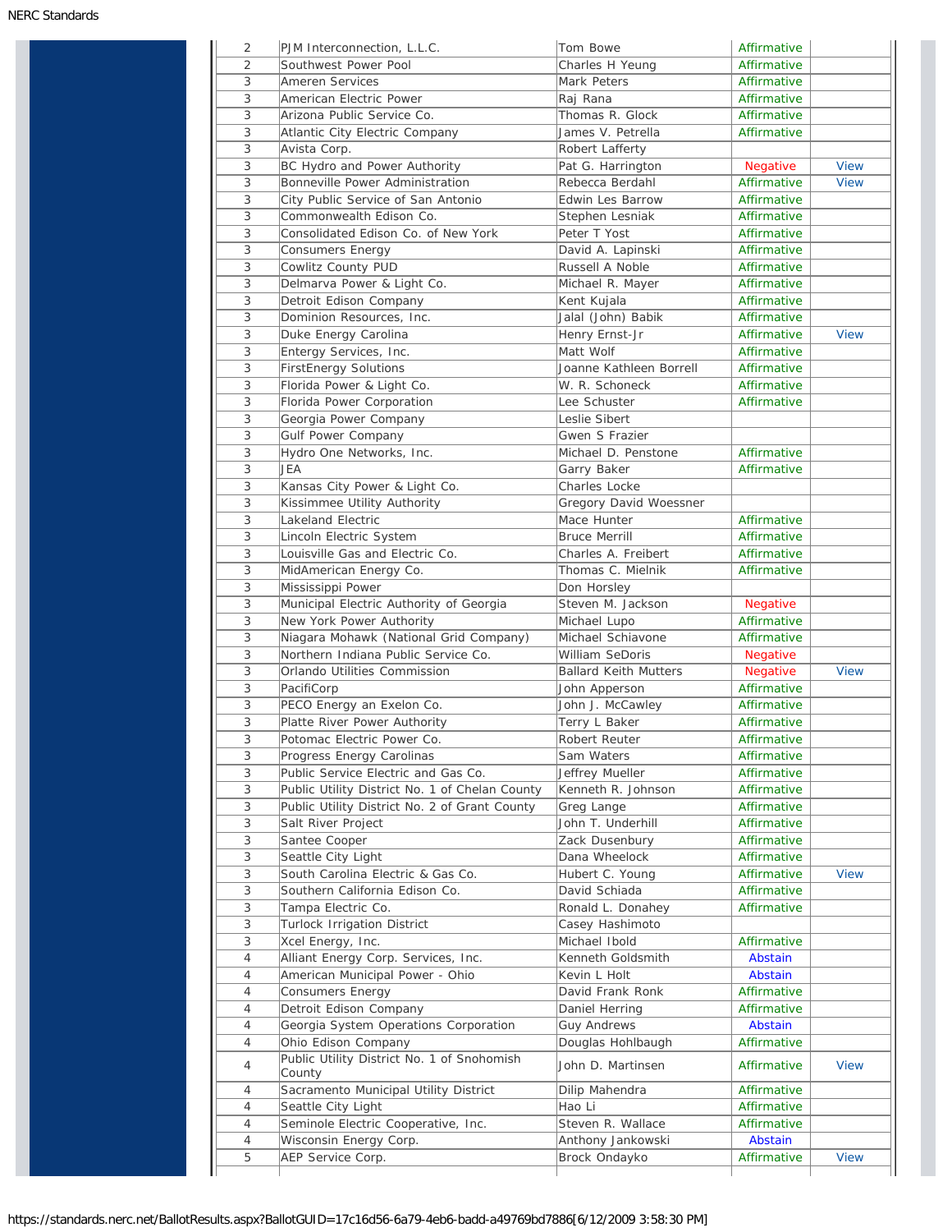| | | | | |
|---|---|---|---|---|
| 2 | PJM Interconnection, L.L.C. | Tom Bowe | Affirmative | |
| 2 | Southwest Power Pool | Charles H Yeung | Affirmative | |
| 3 | Ameren Services | Mark Peters | Affirmative | |
| 3 | American Electric Power | Raj Rana | Affirmative | |
| 3 | Arizona Public Service Co. | Thomas R. Glock | Affirmative | |
| 3 | Atlantic City Electric Company | James V. Petrella | Affirmative | |
| 3 | Avista Corp. | Robert Lafferty | | |
| 3 | BC Hydro and Power Authority | Pat G. Harrington | Negative | View |
| 3 | Bonneville Power Administration | Rebecca Berdahl | Affirmative | View |
| 3 | City Public Service of San Antonio | Edwin Les Barrow | Affirmative | |
| 3 | Commonwealth Edison Co. | Stephen Lesniak | Affirmative | |
| 3 | Consolidated Edison Co. of New York | Peter T Yost | Affirmative | |
| 3 | Consumers Energy | David A. Lapinski | Affirmative | |
| 3 | Cowlitz County PUD | Russell A Noble | Affirmative | |
| 3 | Delmarva Power & Light Co. | Michael R. Mayer | Affirmative | |
| 3 | Detroit Edison Company | Kent Kujala | Affirmative | |
| 3 | Dominion Resources, Inc. | Jalal (John) Babik | Affirmative | |
| 3 | Duke Energy Carolina | Henry Ernst-Jr | Affirmative | View |
| 3 | Entergy Services, Inc. | Matt Wolf | Affirmative | |
| 3 | FirstEnergy Solutions | Joanne Kathleen Borrell | Affirmative | |
| 3 | Florida Power & Light Co. | W. R. Schoneck | Affirmative | |
| 3 | Florida Power Corporation | Lee Schuster | Affirmative | |
| 3 | Georgia Power Company | Leslie Sibert | | |
| 3 | Gulf Power Company | Gwen S Frazier | | |
| 3 | Hydro One Networks, Inc. | Michael D. Penstone | Affirmative | |
| 3 | JEA | Garry Baker | Affirmative | |
| 3 | Kansas City Power & Light Co. | Charles Locke | | |
| 3 | Kissimmee Utility Authority | Gregory David Woessner | | |
| 3 | Lakeland Electric | Mace Hunter | Affirmative | |
| 3 | Lincoln Electric System | Bruce Merrill | Affirmative | |
| 3 | Louisville Gas and Electric Co. | Charles A. Freibert | Affirmative | |
| 3 | MidAmerican Energy Co. | Thomas C. Mielnik | Affirmative | |
| 3 | Mississippi Power | Don Horsley | | |
| 3 | Municipal Electric Authority of Georgia | Steven M. Jackson | Negative | |
| 3 | New York Power Authority | Michael Lupo | Affirmative | |
| 3 | Niagara Mohawk (National Grid Company) | Michael Schiavone | Affirmative | |
| 3 | Northern Indiana Public Service Co. | William SeDoris | Negative | |
| 3 | Orlando Utilities Commission | Ballard Keith Mutters | Negative | View |
| 3 | PacifiCorp | John Apperson | Affirmative | |
| 3 | PECO Energy an Exelon Co. | John J. McCawley | Affirmative | |
| 3 | Platte River Power Authority | Terry L Baker | Affirmative | |
| 3 | Potomac Electric Power Co. | Robert Reuter | Affirmative | |
| 3 | Progress Energy Carolinas | Sam Waters | Affirmative | |
| 3 | Public Service Electric and Gas Co. | Jeffrey Mueller | Affirmative | |
| 3 | Public Utility District No. 1 of Chelan County | Kenneth R. Johnson | Affirmative | |
| 3 | Public Utility District No. 2 of Grant County | Greg Lange | Affirmative | |
| 3 | Salt River Project | John T. Underhill | Affirmative | |
| 3 | Santee Cooper | Zack Dusenbury | Affirmative | |
| 3 | Seattle City Light | Dana Wheelock | Affirmative | |
| 3 | South Carolina Electric & Gas Co. | Hubert C. Young | Affirmative | View |
| 3 | Southern California Edison Co. | David Schiada | Affirmative | |
| 3 | Tampa Electric Co. | Ronald L. Donahey | Affirmative | |
| 3 | Turlock Irrigation District | Casey Hashimoto | | |
| 3 | Xcel Energy, Inc. | Michael Ibold | Affirmative | |
| 4 | Alliant Energy Corp. Services, Inc. | Kenneth Goldsmith | Abstain | |
| 4 | American Municipal Power - Ohio | Kevin L Holt | Abstain | |
| 4 | Consumers Energy | David Frank Ronk | Affirmative | |
| 4 | Detroit Edison Company | Daniel Herring | Affirmative | |
| 4 | Georgia System Operations Corporation | Guy Andrews | Abstain | |
| 4 | Ohio Edison Company | Douglas Hohlbaugh | Affirmative | |
| 4 | Public Utility District No. 1 of Snohomish County | John D. Martinsen | Affirmative | View |
| 4 | Sacramento Municipal Utility District | Dilip Mahendra | Affirmative | |
| 4 | Seattle City Light | Hao Li | Affirmative | |
| 4 | Seminole Electric Cooperative, Inc. | Steven R. Wallace | Affirmative | |
| 4 | Wisconsin Energy Corp. | Anthony Jankowski | Abstain | |
| 5 | AEP Service Corp. | Brock Ondayko | Affirmative | View |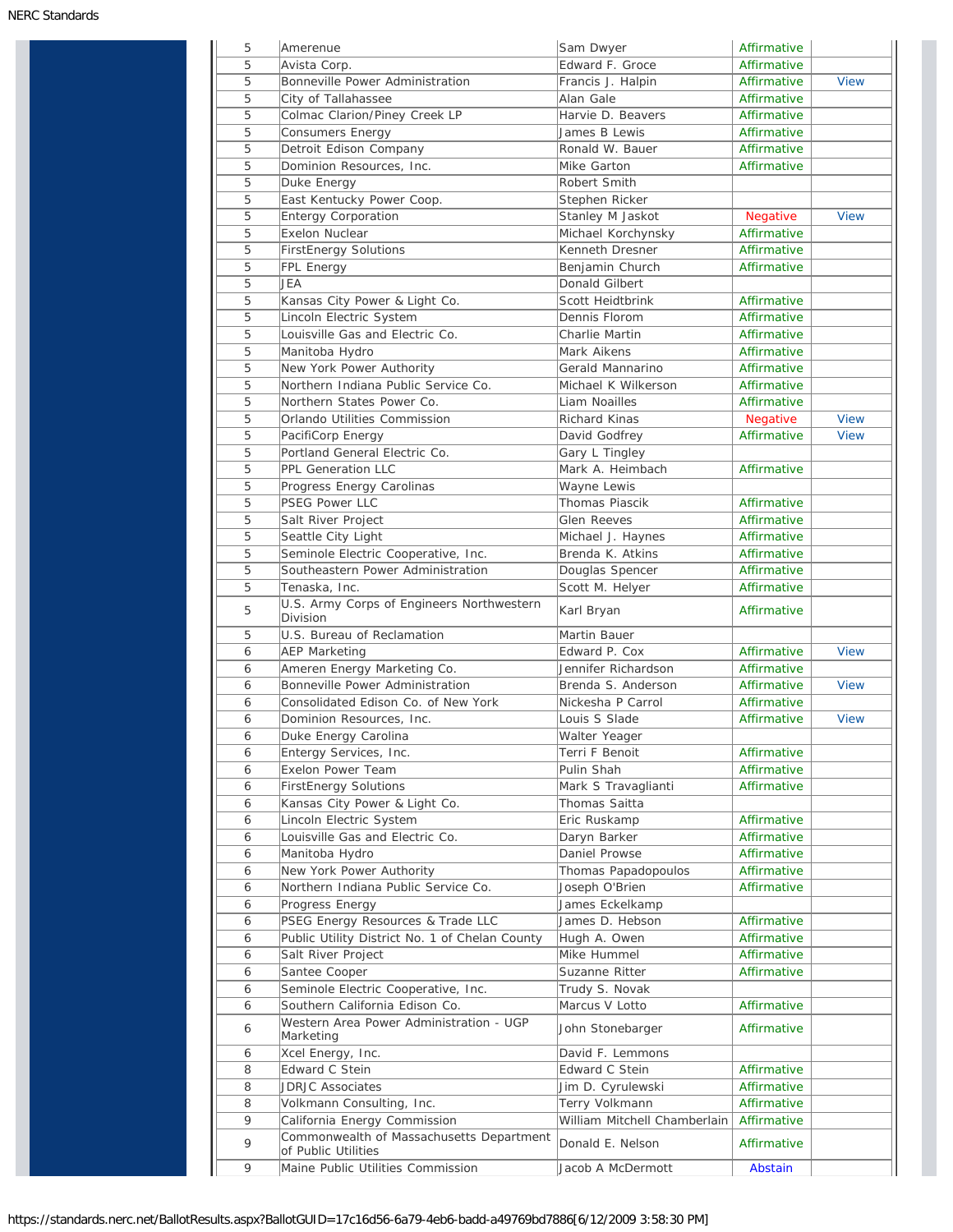| | | | | |
|---|---|---|---|---|
| 5 | Amerenue | Sam Dwyer | Affirmative | |
| 5 | Avista Corp. | Edward F. Groce | Affirmative | |
| 5 | Bonneville Power Administration | Francis J. Halpin | Affirmative | View |
| 5 | City of Tallahassee | Alan Gale | Affirmative | |
| 5 | Colmac Clarion/Piney Creek LP | Harvie D. Beavers | Affirmative | |
| 5 | Consumers Energy | James B Lewis | Affirmative | |
| 5 | Detroit Edison Company | Ronald W. Bauer | Affirmative | |
| 5 | Dominion Resources, Inc. | Mike Garton | Affirmative | |
| 5 | Duke Energy | Robert Smith | | |
| 5 | East Kentucky Power Coop. | Stephen Ricker | | |
| 5 | Entergy Corporation | Stanley M Jaskot | Negative | View |
| 5 | Exelon Nuclear | Michael Korchynsky | Affirmative | |
| 5 | FirstEnergy Solutions | Kenneth Dresner | Affirmative | |
| 5 | FPL Energy | Benjamin Church | Affirmative | |
| 5 | JEA | Donald Gilbert | | |
| 5 | Kansas City Power & Light Co. | Scott Heidtbrink | Affirmative | |
| 5 | Lincoln Electric System | Dennis Florom | Affirmative | |
| 5 | Louisville Gas and Electric Co. | Charlie Martin | Affirmative | |
| 5 | Manitoba Hydro | Mark Aikens | Affirmative | |
| 5 | New York Power Authority | Gerald Mannarino | Affirmative | |
| 5 | Northern Indiana Public Service Co. | Michael K Wilkerson | Affirmative | |
| 5 | Northern States Power Co. | Liam Noailles | Affirmative | |
| 5 | Orlando Utilities Commission | Richard Kinas | Negative | View |
| 5 | PacifiCorp Energy | David Godfrey | Affirmative | View |
| 5 | Portland General Electric Co. | Gary L Tingley | | |
| 5 | PPL Generation LLC | Mark A. Heimbach | Affirmative | |
| 5 | Progress Energy Carolinas | Wayne Lewis | | |
| 5 | PSEG Power LLC | Thomas Piascik | Affirmative | |
| 5 | Salt River Project | Glen Reeves | Affirmative | |
| 5 | Seattle City Light | Michael J. Haynes | Affirmative | |
| 5 | Seminole Electric Cooperative, Inc. | Brenda K. Atkins | Affirmative | |
| 5 | Southeastern Power Administration | Douglas Spencer | Affirmative | |
| 5 | Tenaska, Inc. | Scott M. Helyer | Affirmative | |
| 5 | U.S. Army Corps of Engineers Northwestern Division | Karl Bryan | Affirmative | |
| 5 | U.S. Bureau of Reclamation | Martin Bauer | | |
| 6 | AEP Marketing | Edward P. Cox | Affirmative | View |
| 6 | Ameren Energy Marketing Co. | Jennifer Richardson | Affirmative | |
| 6 | Bonneville Power Administration | Brenda S. Anderson | Affirmative | View |
| 6 | Consolidated Edison Co. of New York | Nickesha P Carrol | Affirmative | |
| 6 | Dominion Resources, Inc. | Louis S Slade | Affirmative | View |
| 6 | Duke Energy Carolina | Walter Yeager | | |
| 6 | Entergy Services, Inc. | Terri F Benoit | Affirmative | |
| 6 | Exelon Power Team | Pulin Shah | Affirmative | |
| 6 | FirstEnergy Solutions | Mark S Travaglianti | Affirmative | |
| 6 | Kansas City Power & Light Co. | Thomas Saitta | | |
| 6 | Lincoln Electric System | Eric Ruskamp | Affirmative | |
| 6 | Louisville Gas and Electric Co. | Daryn Barker | Affirmative | |
| 6 | Manitoba Hydro | Daniel Prowse | Affirmative | |
| 6 | New York Power Authority | Thomas Papadopoulos | Affirmative | |
| 6 | Northern Indiana Public Service Co. | Joseph O'Brien | Affirmative | |
| 6 | Progress Energy | James Eckelkamp | | |
| 6 | PSEG Energy Resources & Trade LLC | James D. Hebson | Affirmative | |
| 6 | Public Utility District No. 1 of Chelan County | Hugh A. Owen | Affirmative | |
| 6 | Salt River Project | Mike Hummel | Affirmative | |
| 6 | Santee Cooper | Suzanne Ritter | Affirmative | |
| 6 | Seminole Electric Cooperative, Inc. | Trudy S. Novak | | |
| 6 | Southern California Edison Co. | Marcus V Lotto | Affirmative | |
| 6 | Western Area Power Administration - UGP Marketing | John Stonebarger | Affirmative | |
| 6 | Xcel Energy, Inc. | David F. Lemmons | | |
| 8 | Edward C Stein | Edward C Stein | Affirmative | |
| 8 | JDRJC Associates | Jim D. Cyrulewski | Affirmative | |
| 8 | Volkmann Consulting, Inc. | Terry Volkmann | Affirmative | |
| 9 | California Energy Commission | William Mitchell Chamberlain | Affirmative | |
| 9 | Commonwealth of Massachusetts Department of Public Utilities | Donald E. Nelson | Affirmative | |
| 9 | Maine Public Utilities Commission | Jacob A McDermott | Abstain | |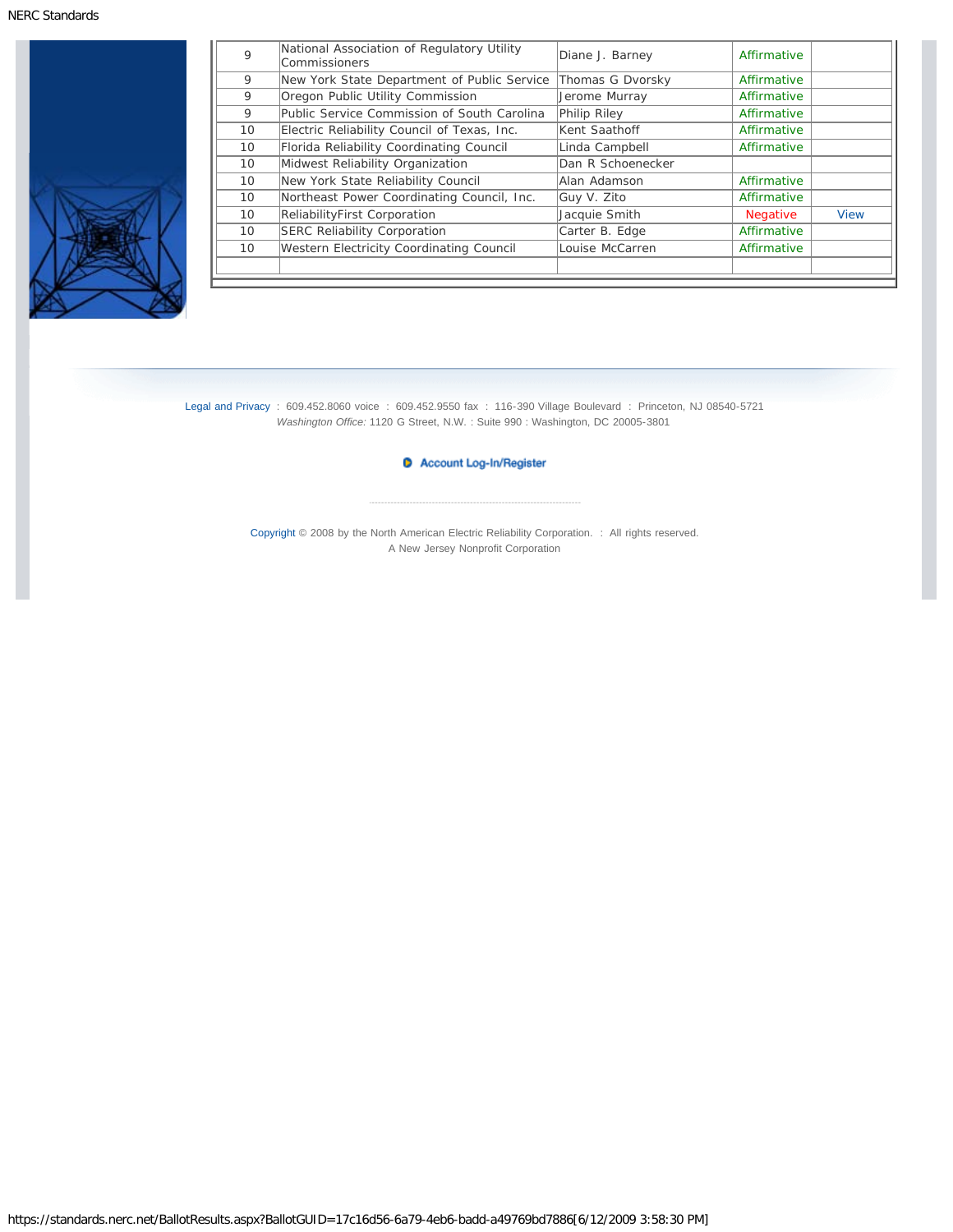| | | | | |
|---|---|---|---|---|
| 9 | National Association of Regulatory Utility Commissioners | Diane J. Barney | Affirmative | |
| 9 | New York State Department of Public Service | Thomas G Dvorsky | Affirmative | |
| 9 | Oregon Public Utility Commission | Jerome Murray | Affirmative | |
| 9 | Public Service Commission of South Carolina | Philip Riley | Affirmative | |
| 10 | Electric Reliability Council of Texas, Inc. | Kent Saathoff | Affirmative | |
| 10 | Florida Reliability Coordinating Council | Linda Campbell | Affirmative | |
| 10 | Midwest Reliability Organization | Dan R Schoenecker | | |
| 10 | New York State Reliability Council | Alan Adamson | Affirmative | |
| 10 | Northeast Power Coordinating Council, Inc. | Guy V. Zito | Affirmative | |
| 10 | ReliabilityFirst Corporation | Jacquie Smith | Negative | View |
| 10 | SERC Reliability Corporation | Carter B. Edge | Affirmative | |
| 10 | Western Electricity Coordinating Council | Louise McCarren | Affirmative | |
| | | | | |

Legal and Privacy : 609.452.8060 voice : 609.452.9550 fax : 116-390 Village Boulevard : Princeton, NJ 08540-5721
*Washington Office:* 1120 G Street, N.W. : Suite 990 : Washington, DC 20005-3801

Account Log-In/Register

Copyright © 2008 by the North American Electric Reliability Corporation. : All rights reserved.
A New Jersey Nonprofit Corporation